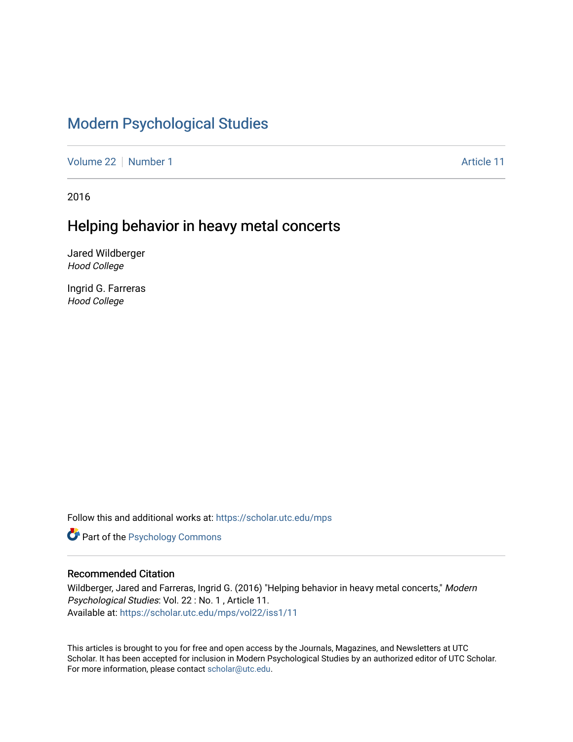# Modern Psychological Studies

Volume 22 | Number 1 | Article 11

2016

## Helping behavior in heavy metal concerts

Jared Wildberger
*Hood College*

Ingrid G. Farreras
*Hood College*

Follow this and additional works at: https://scholar.utc.edu/mps

Part of the Psychology Commons

### Recommended Citation

Wildberger, Jared and Farreras, Ingrid G. (2016) "Helping behavior in heavy metal concerts," *Modern Psychological Studies*: Vol. 22 : No. 1 , Article 11.
Available at: https://scholar.utc.edu/mps/vol22/iss1/11

This articles is brought to you for free and open access by the Journals, Magazines, and Newsletters at UTC Scholar. It has been accepted for inclusion in Modern Psychological Studies by an authorized editor of UTC Scholar. For more information, please contact scholar@utc.edu.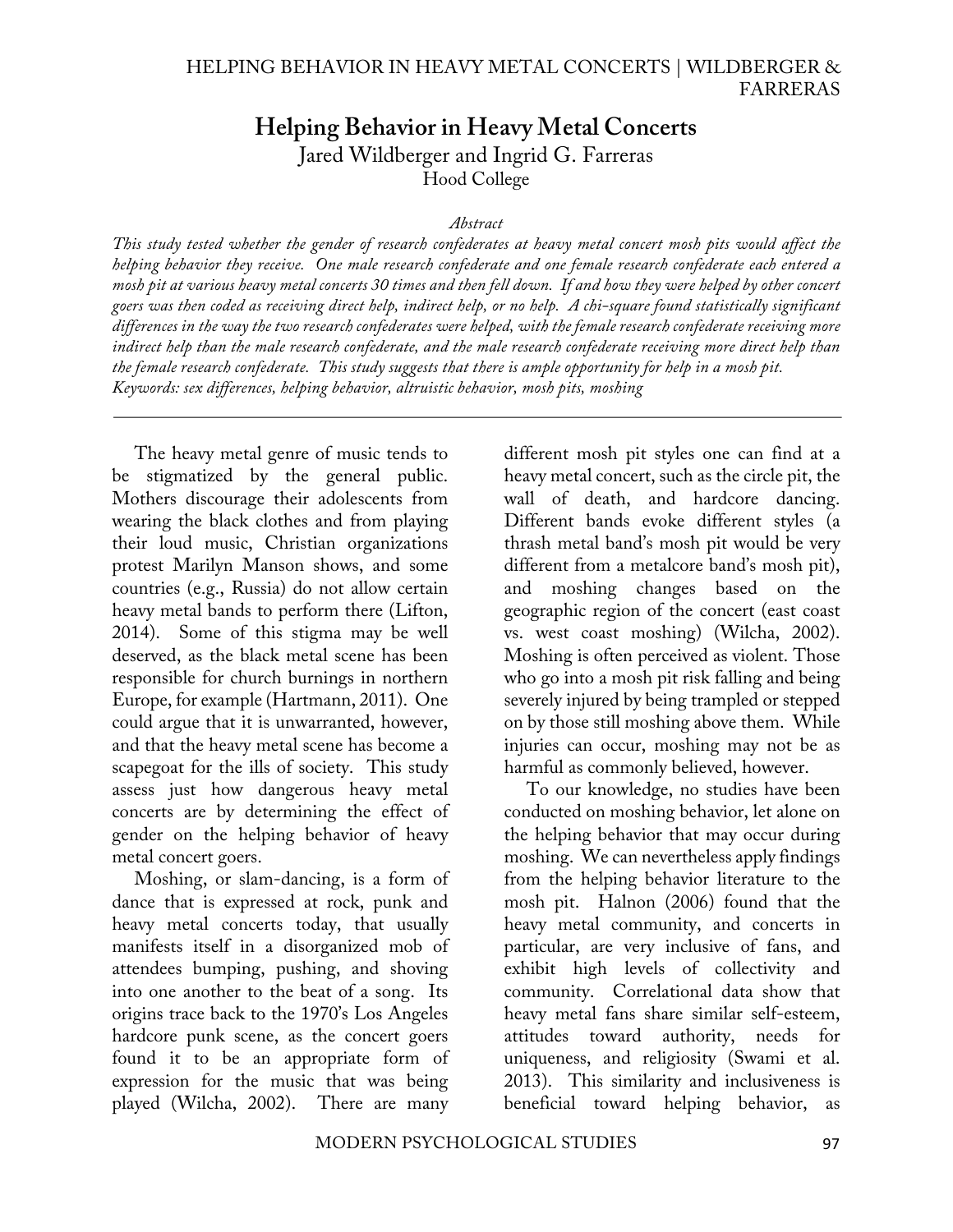# Helping Behavior in Heavy Metal Concerts

Jared Wildberger and Ingrid G. Farreras

Hood College

*Abstract*

*This study tested whether the gender of research confederates at heavy metal concert mosh pits would affect the helping behavior they receive. One male research confederate and one female research confederate each entered a mosh pit at various heavy metal concerts 30 times and then fell down. If and how they were helped by other concert goers was then coded as receiving direct help, indirect help, or no help. A chi-square found statistically significant differences in the way the two research confederates were helped, with the female research confederate receiving more indirect help than the male research confederate, and the male research confederate receiving more direct help than the female research confederate. This study suggests that there is ample opportunity for help in a mosh pit.*

*Keywords: sex differences, helping behavior, altruistic behavior, mosh pits, moshing*

---

The heavy metal genre of music tends to be stigmatized by the general public. Mothers discourage their adolescents from wearing the black clothes and from playing their loud music, Christian organizations protest Marilyn Manson shows, and some countries (e.g., Russia) do not allow certain heavy metal bands to perform there (Lifton, 2014). Some of this stigma may be well deserved, as the black metal scene has been responsible for church burnings in northern Europe, for example (Hartmann, 2011). One could argue that it is unwarranted, however, and that the heavy metal scene has become a scapegoat for the ills of society. This study assess just how dangerous heavy metal concerts are by determining the effect of gender on the helping behavior of heavy metal concert goers.

Moshing, or slam-dancing, is a form of dance that is expressed at rock, punk and heavy metal concerts today, that usually manifests itself in a disorganized mob of attendees bumping, pushing, and shoving into one another to the beat of a song. Its origins trace back to the 1970's Los Angeles hardcore punk scene, as the concert goers found it to be an appropriate form of expression for the music that was being played (Wilcha, 2002). There are many different mosh pit styles one can find at a heavy metal concert, such as the circle pit, the wall of death, and hardcore dancing. Different bands evoke different styles (a thrash metal band's mosh pit would be very different from a metalcore band's mosh pit), and moshing changes based on the geographic region of the concert (east coast vs. west coast moshing) (Wilcha, 2002). Moshing is often perceived as violent. Those who go into a mosh pit risk falling and being severely injured by being trampled or stepped on by those still moshing above them. While injuries can occur, moshing may not be as harmful as commonly believed, however.

To our knowledge, no studies have been conducted on moshing behavior, let alone on the helping behavior that may occur during moshing. We can nevertheless apply findings from the helping behavior literature to the mosh pit. Halnon (2006) found that the heavy metal community, and concerts in particular, are very inclusive of fans, and exhibit high levels of collectivity and community. Correlational data show that heavy metal fans share similar self-esteem, attitudes toward authority, needs for uniqueness, and religiosity (Swami et al. 2013). This similarity and inclusiveness is beneficial toward helping behavior, as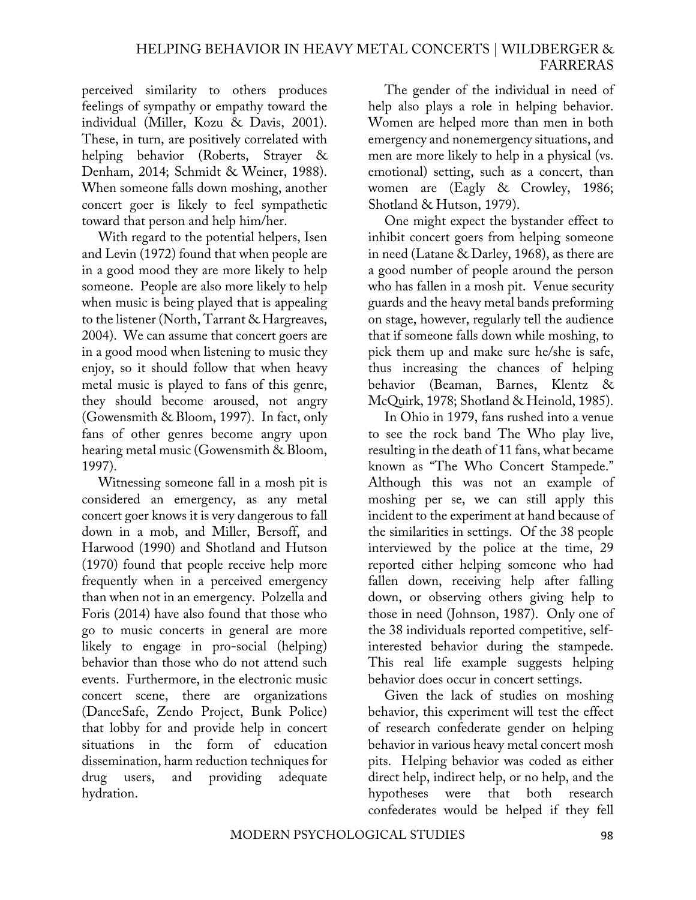perceived similarity to others produces feelings of sympathy or empathy toward the individual (Miller, Kozu & Davis, 2001). These, in turn, are positively correlated with helping behavior (Roberts, Strayer & Denham, 2014; Schmidt & Weiner, 1988). When someone falls down moshing, another concert goer is likely to feel sympathetic toward that person and help him/her.

With regard to the potential helpers, Isen and Levin (1972) found that when people are in a good mood they are more likely to help someone. People are also more likely to help when music is being played that is appealing to the listener (North, Tarrant & Hargreaves, 2004). We can assume that concert goers are in a good mood when listening to music they enjoy, so it should follow that when heavy metal music is played to fans of this genre, they should become aroused, not angry (Gowensmith & Bloom, 1997). In fact, only fans of other genres become angry upon hearing metal music (Gowensmith & Bloom, 1997).

Witnessing someone fall in a mosh pit is considered an emergency, as any metal concert goer knows it is very dangerous to fall down in a mob, and Miller, Bersoff, and Harwood (1990) and Shotland and Hutson (1970) found that people receive help more frequently when in a perceived emergency than when not in an emergency. Polzella and Foris (2014) have also found that those who go to music concerts in general are more likely to engage in pro-social (helping) behavior than those who do not attend such events. Furthermore, in the electronic music concert scene, there are organizations (DanceSafe, Zendo Project, Bunk Police) that lobby for and provide help in concert situations in the form of education dissemination, harm reduction techniques for drug users, and providing adequate hydration.

The gender of the individual in need of help also plays a role in helping behavior. Women are helped more than men in both emergency and nonemergency situations, and men are more likely to help in a physical (vs. emotional) setting, such as a concert, than women are (Eagly & Crowley, 1986; Shotland & Hutson, 1979).

One might expect the bystander effect to inhibit concert goers from helping someone in need (Latane & Darley, 1968), as there are a good number of people around the person who has fallen in a mosh pit. Venue security guards and the heavy metal bands preforming on stage, however, regularly tell the audience that if someone falls down while moshing, to pick them up and make sure he/she is safe, thus increasing the chances of helping behavior (Beaman, Barnes, Klentz & McQuirk, 1978; Shotland & Heinold, 1985).

In Ohio in 1979, fans rushed into a venue to see the rock band The Who play live, resulting in the death of 11 fans, what became known as "The Who Concert Stampede." Although this was not an example of moshing per se, we can still apply this incident to the experiment at hand because of the similarities in settings. Of the 38 people interviewed by the police at the time, 29 reported either helping someone who had fallen down, receiving help after falling down, or observing others giving help to those in need (Johnson, 1987). Only one of the 38 individuals reported competitive, self-interested behavior during the stampede. This real life example suggests helping behavior does occur in concert settings.

Given the lack of studies on moshing behavior, this experiment will test the effect of research confederate gender on helping behavior in various heavy metal concert mosh pits. Helping behavior was coded as either direct help, indirect help, or no help, and the hypotheses were that both research confederates would be helped if they fell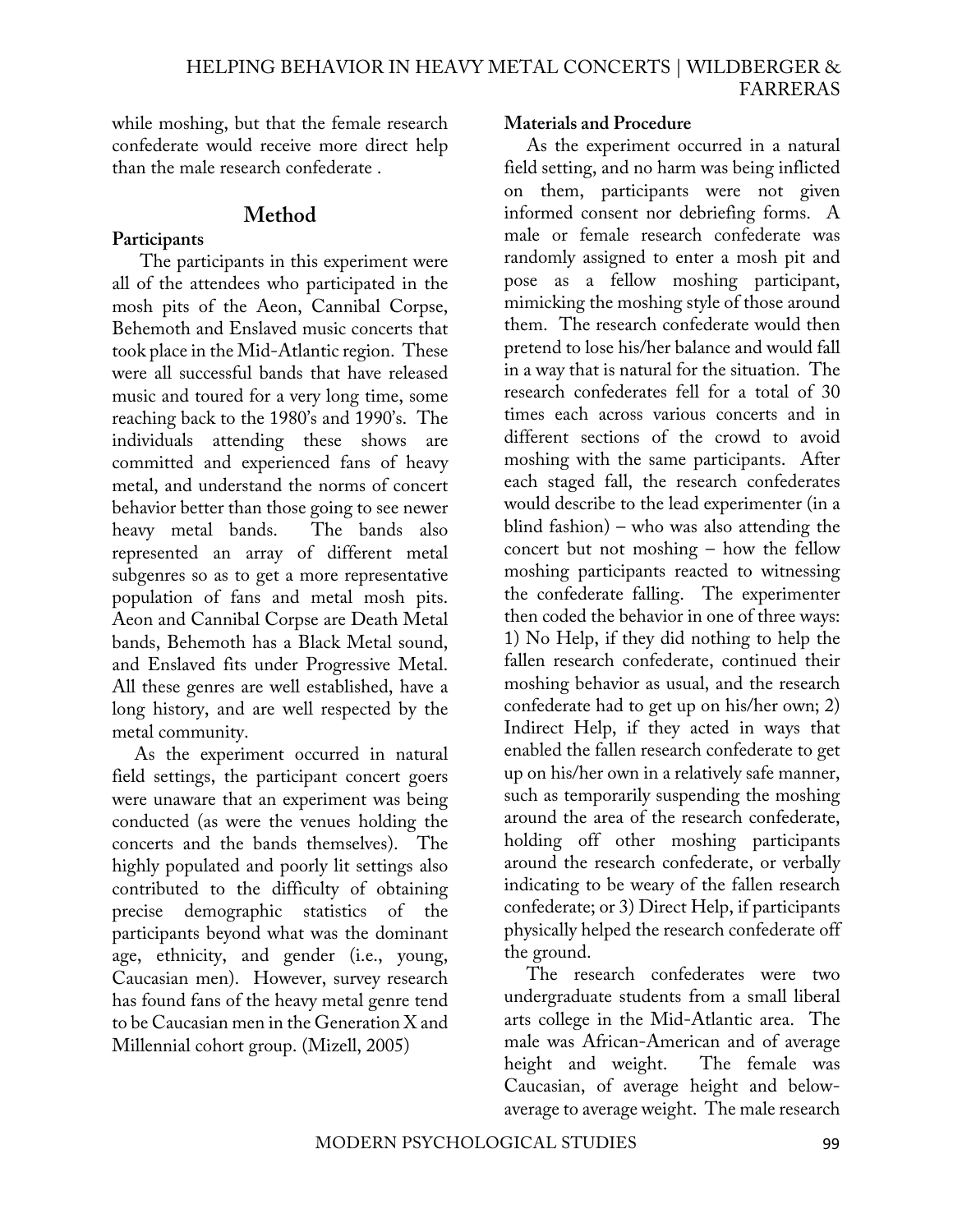while moshing, but that the female research confederate would receive more direct help than the male research confederate .

## Method

### Participants

The participants in this experiment were all of the attendees who participated in the mosh pits of the Aeon, Cannibal Corpse, Behemoth and Enslaved music concerts that took place in the Mid-Atlantic region. These were all successful bands that have released music and toured for a very long time, some reaching back to the 1980's and 1990's. The individuals attending these shows are committed and experienced fans of heavy metal, and understand the norms of concert behavior better than those going to see newer heavy metal bands. The bands also represented an array of different metal subgenres so as to get a more representative population of fans and metal mosh pits. Aeon and Cannibal Corpse are Death Metal bands, Behemoth has a Black Metal sound, and Enslaved fits under Progressive Metal. All these genres are well established, have a long history, and are well respected by the metal community.

As the experiment occurred in natural field settings, the participant concert goers were unaware that an experiment was being conducted (as were the venues holding the concerts and the bands themselves). The highly populated and poorly lit settings also contributed to the difficulty of obtaining precise demographic statistics of the participants beyond what was the dominant age, ethnicity, and gender (i.e., young, Caucasian men). However, survey research has found fans of the heavy metal genre tend to be Caucasian men in the Generation X and Millennial cohort group. (Mizell, 2005)

### Materials and Procedure

As the experiment occurred in a natural field setting, and no harm was being inflicted on them, participants were not given informed consent nor debriefing forms. A male or female research confederate was randomly assigned to enter a mosh pit and pose as a fellow moshing participant, mimicking the moshing style of those around them. The research confederate would then pretend to lose his/her balance and would fall in a way that is natural for the situation. The research confederates fell for a total of 30 times each across various concerts and in different sections of the crowd to avoid moshing with the same participants. After each staged fall, the research confederates would describe to the lead experimenter (in a blind fashion) – who was also attending the concert but not moshing – how the fellow moshing participants reacted to witnessing the confederate falling. The experimenter then coded the behavior in one of three ways: 1) No Help, if they did nothing to help the fallen research confederate, continued their moshing behavior as usual, and the research confederate had to get up on his/her own; 2) Indirect Help, if they acted in ways that enabled the fallen research confederate to get up on his/her own in a relatively safe manner, such as temporarily suspending the moshing around the area of the research confederate, holding off other moshing participants around the research confederate, or verbally indicating to be weary of the fallen research confederate; or 3) Direct Help, if participants physically helped the research confederate off the ground.

The research confederates were two undergraduate students from a small liberal arts college in the Mid-Atlantic area. The male was African-American and of average height and weight. The female was Caucasian, of average height and below-average to average weight. The male research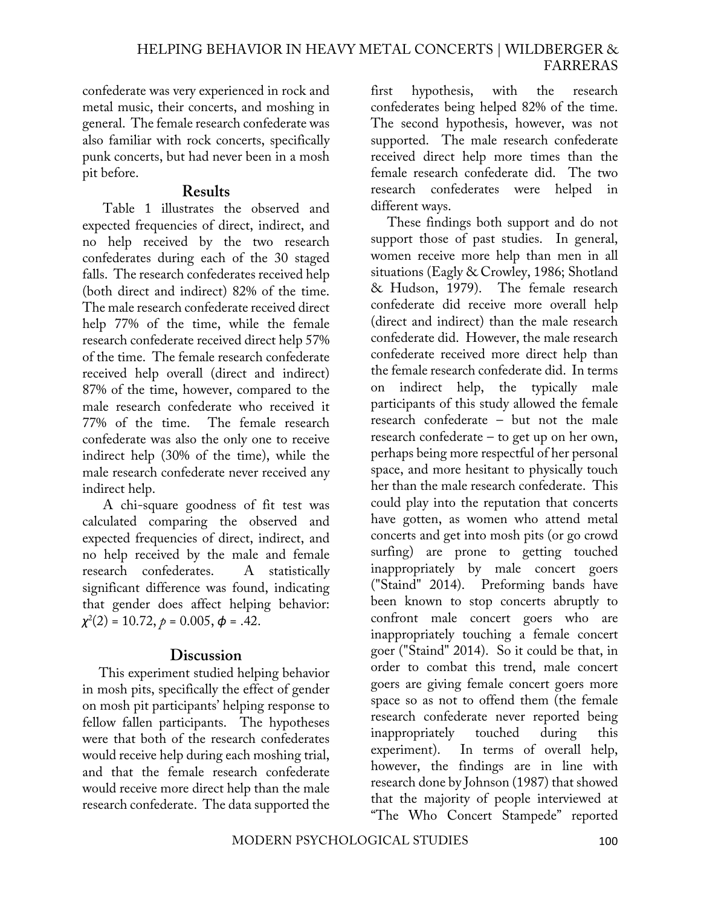confederate was very experienced in rock and metal music, their concerts, and moshing in general. The female research confederate was also familiar with rock concerts, specifically punk concerts, but had never been in a mosh pit before.

## Results

Table 1 illustrates the observed and expected frequencies of direct, indirect, and no help received by the two research confederates during each of the 30 staged falls. The research confederates received help (both direct and indirect) 82% of the time. The male research confederate received direct help 77% of the time, while the female research confederate received direct help 57% of the time. The female research confederate received help overall (direct and indirect) 87% of the time, however, compared to the male research confederate who received it 77% of the time. The female research confederate was also the only one to receive indirect help (30% of the time), while the male research confederate never received any indirect help.

A chi-square goodness of fit test was calculated comparing the observed and expected frequencies of direct, indirect, and no help received by the male and female research confederates. A statistically significant difference was found, indicating that gender does affect helping behavior: $\chi^2(2) = 10.72, p = 0.005, \phi = .42$.

## Discussion

This experiment studied helping behavior in mosh pits, specifically the effect of gender on mosh pit participants' helping response to fellow fallen participants. The hypotheses were that both of the research confederates would receive help during each moshing trial, and that the female research confederate would receive more direct help than the male research confederate. The data supported the first hypothesis, with the research confederates being helped 82% of the time. The second hypothesis, however, was not supported. The male research confederate received direct help more times than the female research confederate did. The two research confederates were helped in different ways.

These findings both support and do not support those of past studies. In general, women receive more help than men in all situations (Eagly & Crowley, 1986; Shotland & Hudson, 1979). The female research confederate did receive more overall help (direct and indirect) than the male research confederate did. However, the male research confederate received more direct help than the female research confederate did. In terms on indirect help, the typically male participants of this study allowed the female research confederate – but not the male research confederate – to get up on her own, perhaps being more respectful of her personal space, and more hesitant to physically touch her than the male research confederate. This could play into the reputation that concerts have gotten, as women who attend metal concerts and get into mosh pits (or go crowd surfing) are prone to getting touched inappropriately by male concert goers ("Staind" 2014). Preforming bands have been known to stop concerts abruptly to confront male concert goers who are inappropriately touching a female concert goer ("Staind" 2014). So it could be that, in order to combat this trend, male concert goers are giving female concert goers more space so as not to offend them (the female research confederate never reported being inappropriately touched during this experiment). In terms of overall help, however, the findings are in line with research done by Johnson (1987) that showed that the majority of people interviewed at "The Who Concert Stampede" reported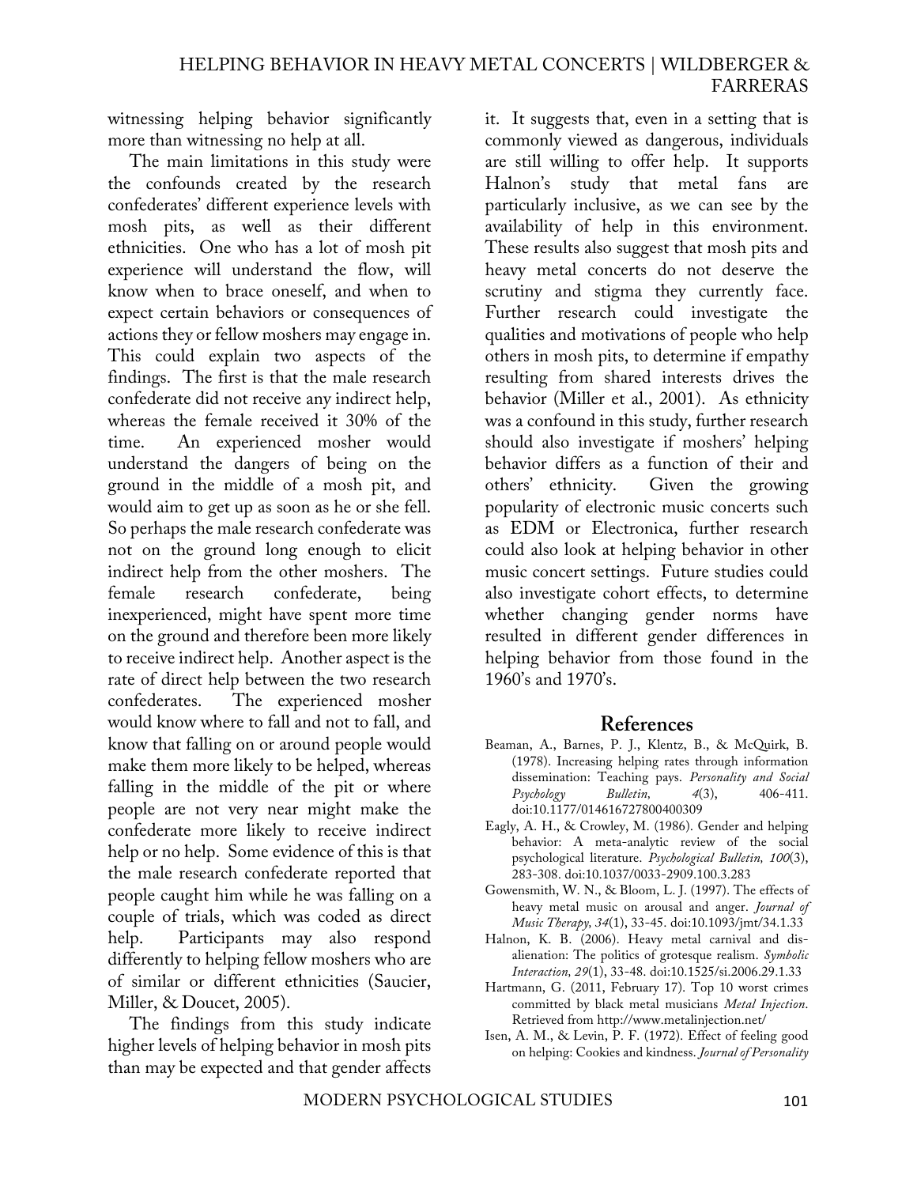witnessing helping behavior significantly more than witnessing no help at all.

The main limitations in this study were the confounds created by the research confederates' different experience levels with mosh pits, as well as their different ethnicities. One who has a lot of mosh pit experience will understand the flow, will know when to brace oneself, and when to expect certain behaviors or consequences of actions they or fellow moshers may engage in. This could explain two aspects of the findings. The first is that the male research confederate did not receive any indirect help, whereas the female received it 30% of the time. An experienced mosher would understand the dangers of being on the ground in the middle of a mosh pit, and would aim to get up as soon as he or she fell. So perhaps the male research confederate was not on the ground long enough to elicit indirect help from the other moshers. The female research confederate, being inexperienced, might have spent more time on the ground and therefore been more likely to receive indirect help. Another aspect is the rate of direct help between the two research confederates. The experienced mosher would know where to fall and not to fall, and know that falling on or around people would make them more likely to be helped, whereas falling in the middle of the pit or where people are not very near might make the confederate more likely to receive indirect help or no help. Some evidence of this is that the male research confederate reported that people caught him while he was falling on a couple of trials, which was coded as direct help. Participants may also respond differently to helping fellow moshers who are of similar or different ethnicities (Saucier, Miller, & Doucet, 2005).

The findings from this study indicate higher levels of helping behavior in mosh pits than may be expected and that gender affects it. It suggests that, even in a setting that is commonly viewed as dangerous, individuals are still willing to offer help. It supports Halnon's study that metal fans are particularly inclusive, as we can see by the availability of help in this environment. These results also suggest that mosh pits and heavy metal concerts do not deserve the scrutiny and stigma they currently face. Further research could investigate the qualities and motivations of people who help others in mosh pits, to determine if empathy resulting from shared interests drives the behavior (Miller et al., 2001). As ethnicity was a confound in this study, further research should also investigate if moshers' helping behavior differs as a function of their and others' ethnicity. Given the growing popularity of electronic music concerts such as EDM or Electronica, further research could also look at helping behavior in other music concert settings. Future studies could also investigate cohort effects, to determine whether changing gender norms have resulted in different gender differences in helping behavior from those found in the 1960's and 1970's.

## References

Beaman, A., Barnes, P. J., Klentz, B., & McQuirk, B. (1978). Increasing helping rates through information dissemination: Teaching pays. *Personality and Social Psychology Bulletin, 4*(3), 406-411. doi:10.1177/014616727800400309

Eagly, A. H., & Crowley, M. (1986). Gender and helping behavior: A meta-analytic review of the social psychological literature. *Psychological Bulletin, 100*(3), 283-308. doi:10.1037/0033-2909.100.3.283

Gowensmith, W. N., & Bloom, L. J. (1997). The effects of heavy metal music on arousal and anger. *Journal of Music Therapy, 34*(1), 33-45. doi:10.1093/jmt/34.1.33

Halnon, K. B. (2006). Heavy metal carnival and dis-alienation: The politics of grotesque realism. *Symbolic Interaction, 29*(1), 33-48. doi:10.1525/si.2006.29.1.33

Hartmann, G. (2011, February 17). Top 10 worst crimes committed by black metal musicians *Metal Injection*. Retrieved from http://www.metalinjection.net/

Isen, A. M., & Levin, P. F. (1972). Effect of feeling good on helping: Cookies and kindness. *Journal of Personality*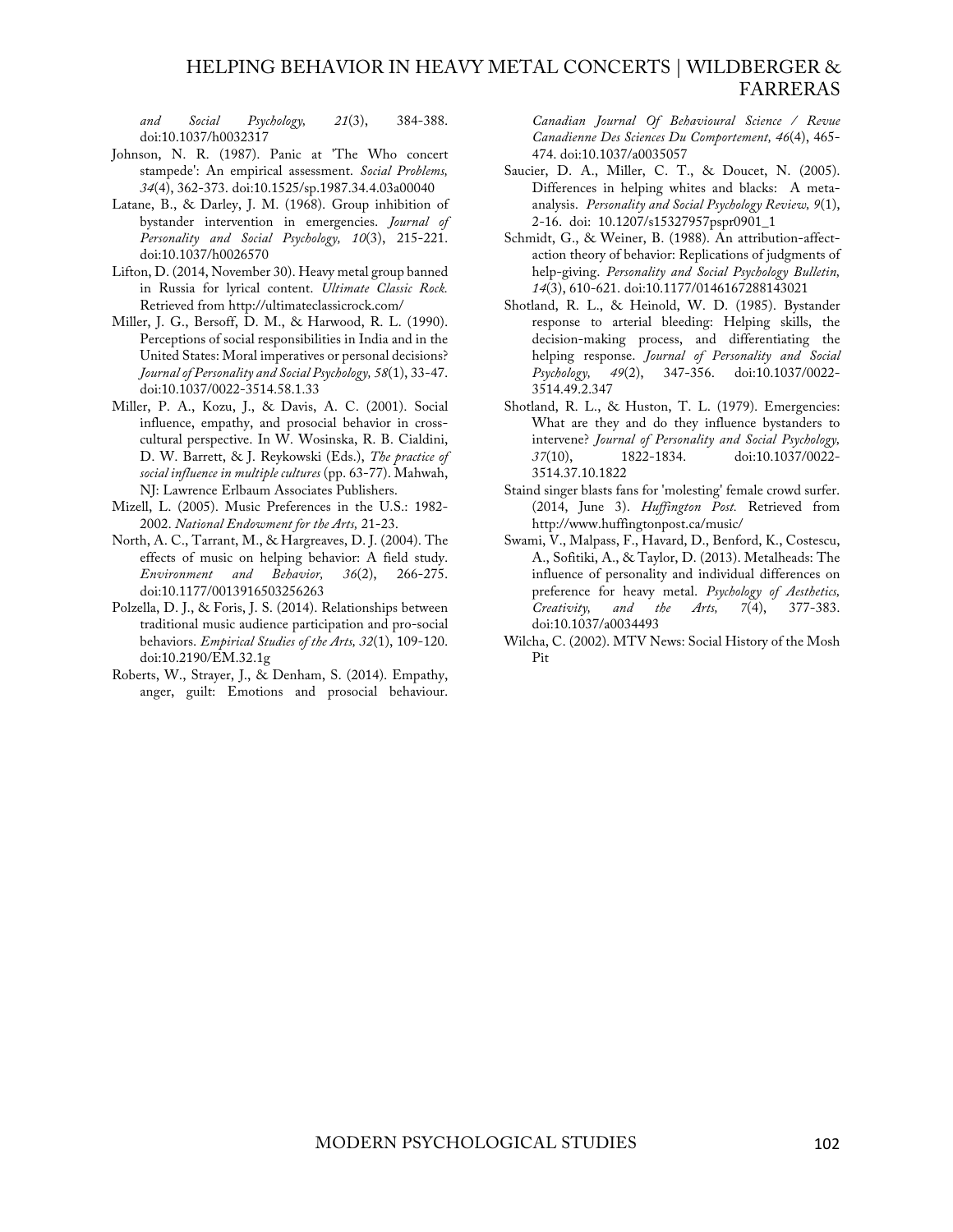*and Social Psychology, 21*(3), 384-388. doi:10.1037/h0032317

Johnson, N. R. (1987). Panic at 'The Who concert stampede': An empirical assessment. *Social Problems, 34*(4), 362-373. doi:10.1525/sp.1987.34.4.03a00040

Latane, B., & Darley, J. M. (1968). Group inhibition of bystander intervention in emergencies. *Journal of Personality and Social Psychology, 10*(3), 215-221. doi:10.1037/h0026570

Lifton, D. (2014, November 30). Heavy metal group banned in Russia for lyrical content. *Ultimate Classic Rock.* Retrieved from http://ultimateclassicrock.com/

Miller, J. G., Bersoff, D. M., & Harwood, R. L. (1990). Perceptions of social responsibilities in India and in the United States: Moral imperatives or personal decisions? *Journal of Personality and Social Psychology, 58*(1), 33-47. doi:10.1037/0022-3514.58.1.33

Miller, P. A., Kozu, J., & Davis, A. C. (2001). Social influence, empathy, and prosocial behavior in cross-cultural perspective. In W. Wosinska, R. B. Cialdini, D. W. Barrett, & J. Reykowski (Eds.), *The practice of social influence in multiple cultures* (pp. 63-77). Mahwah, NJ: Lawrence Erlbaum Associates Publishers.

Mizell, L. (2005). Music Preferences in the U.S.: 1982-2002. *National Endowment for the Arts,* 21-23.

North, A. C., Tarrant, M., & Hargreaves, D. J. (2004). The effects of music on helping behavior: A field study. *Environment and Behavior, 36*(2), 266-275. doi:10.1177/0013916503256263

Polzella, D. J., & Foris, J. S. (2014). Relationships between traditional music audience participation and pro-social behaviors. *Empirical Studies of the Arts, 32*(1), 109-120. doi:10.2190/EM.32.1g

Roberts, W., Strayer, J., & Denham, S. (2014). Empathy, anger, guilt: Emotions and prosocial behaviour. *Canadian Journal Of Behavioural Science / Revue Canadienne Des Sciences Du Comportement, 46*(4), 465-474. doi:10.1037/a0035057

Saucier, D. A., Miller, C. T., & Doucet, N. (2005). Differences in helping whites and blacks: A meta-analysis. *Personality and Social Psychology Review, 9*(1), 2-16. doi: 10.1207/s15327957pspr0901_1

Schmidt, G., & Weiner, B. (1988). An attribution-affect-action theory of behavior: Replications of judgments of help-giving. *Personality and Social Psychology Bulletin, 14*(3), 610-621. doi:10.1177/0146167288143021

Shotland, R. L., & Heinold, W. D. (1985). Bystander response to arterial bleeding: Helping skills, the decision-making process, and differentiating the helping response. *Journal of Personality and Social Psychology, 49*(2), 347-356. doi:10.1037/0022-3514.49.2.347

Shotland, R. L., & Huston, T. L. (1979). Emergencies: What are they and do they influence bystanders to intervene? *Journal of Personality and Social Psychology, 37*(10), 1822-1834. doi:10.1037/0022-3514.37.10.1822

Staind singer blasts fans for 'molesting' female crowd surfer. (2014, June 3). *Huffington Post.* Retrieved from http://www.huffingtonpost.ca/music/

Swami, V., Malpass, F., Havard, D., Benford, K., Costescu, A., Sofitiki, A., & Taylor, D. (2013). Metalheads: The influence of personality and individual differences on preference for heavy metal. *Psychology of Aesthetics, Creativity, and the Arts, 7*(4), 377-383. doi:10.1037/a0034493

Wilcha, C. (2002). MTV News: Social History of the Mosh Pit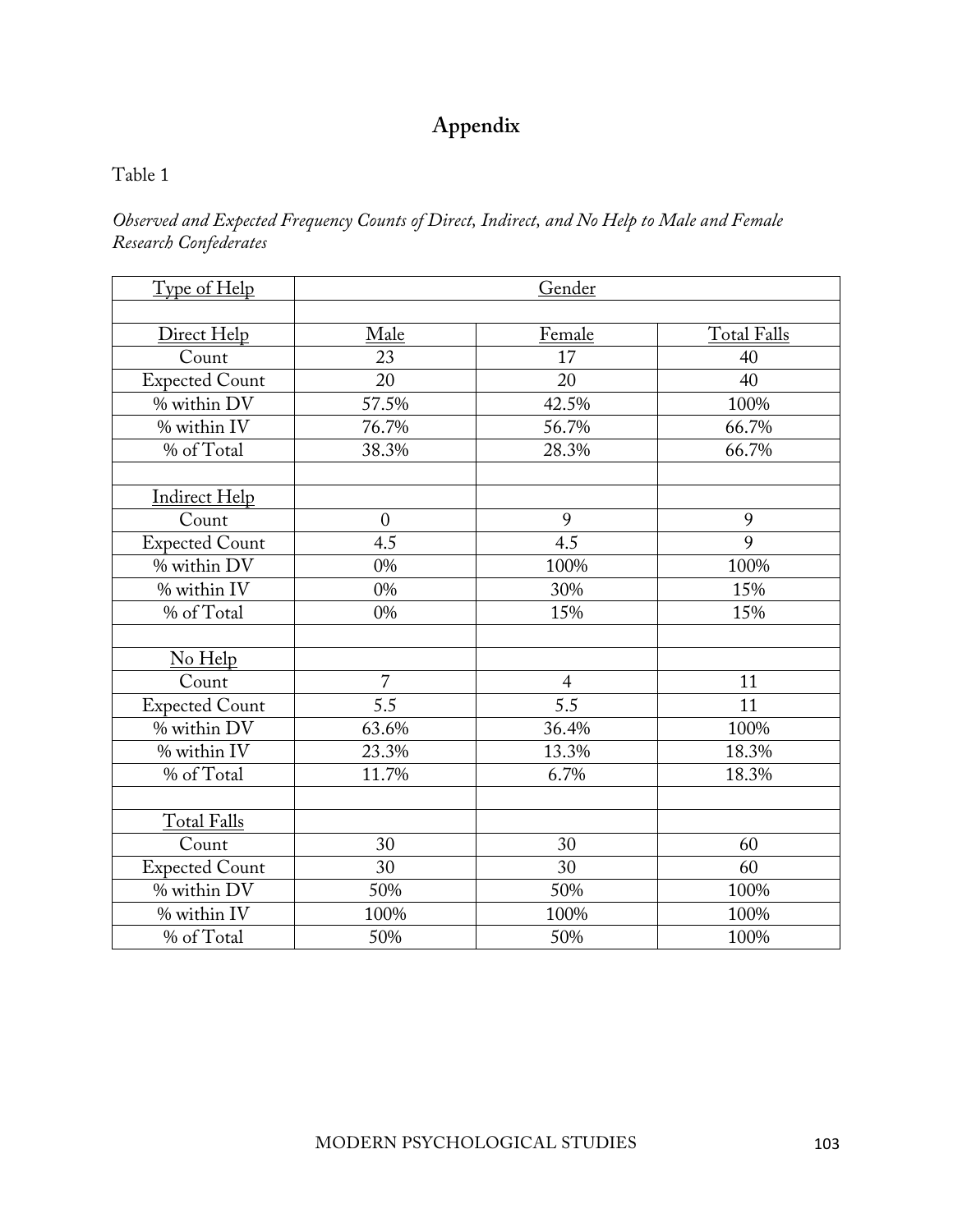# Appendix

Table 1

*Observed and Expected Frequency Counts of Direct, Indirect, and No Help to Male and Female Research Confederates*

| Type of Help | Gender | | |
|---|---|---|---|
| | | | |
| Direct Help | Male | Female | Total Falls |
| Count | 23 | 17 | 40 |
| Expected Count | 20 | 20 | 40 |
| % within DV | 57.5% | 42.5% | 100% |
| % within IV | 76.7% | 56.7% | 66.7% |
| % of Total | 38.3% | 28.3% | 66.7% |
| | | | |
| Indirect Help | | | |
| Count | 0 | 9 | 9 |
| Expected Count | 4.5 | 4.5 | 9 |
| % within DV | 0% | 100% | 100% |
| % within IV | 0% | 30% | 15% |
| % of Total | 0% | 15% | 15% |
| | | | |
| No Help | | | |
| Count | 7 | 4 | 11 |
| Expected Count | 5.5 | 5.5 | 11 |
| % within DV | 63.6% | 36.4% | 100% |
| % within IV | 23.3% | 13.3% | 18.3% |
| % of Total | 11.7% | 6.7% | 18.3% |
| | | | |
| Total Falls | | | |
| Count | 30 | 30 | 60 |
| Expected Count | 30 | 30 | 60 |
| % within DV | 50% | 50% | 100% |
| % within IV | 100% | 100% | 100% |
| % of Total | 50% | 50% | 100% |